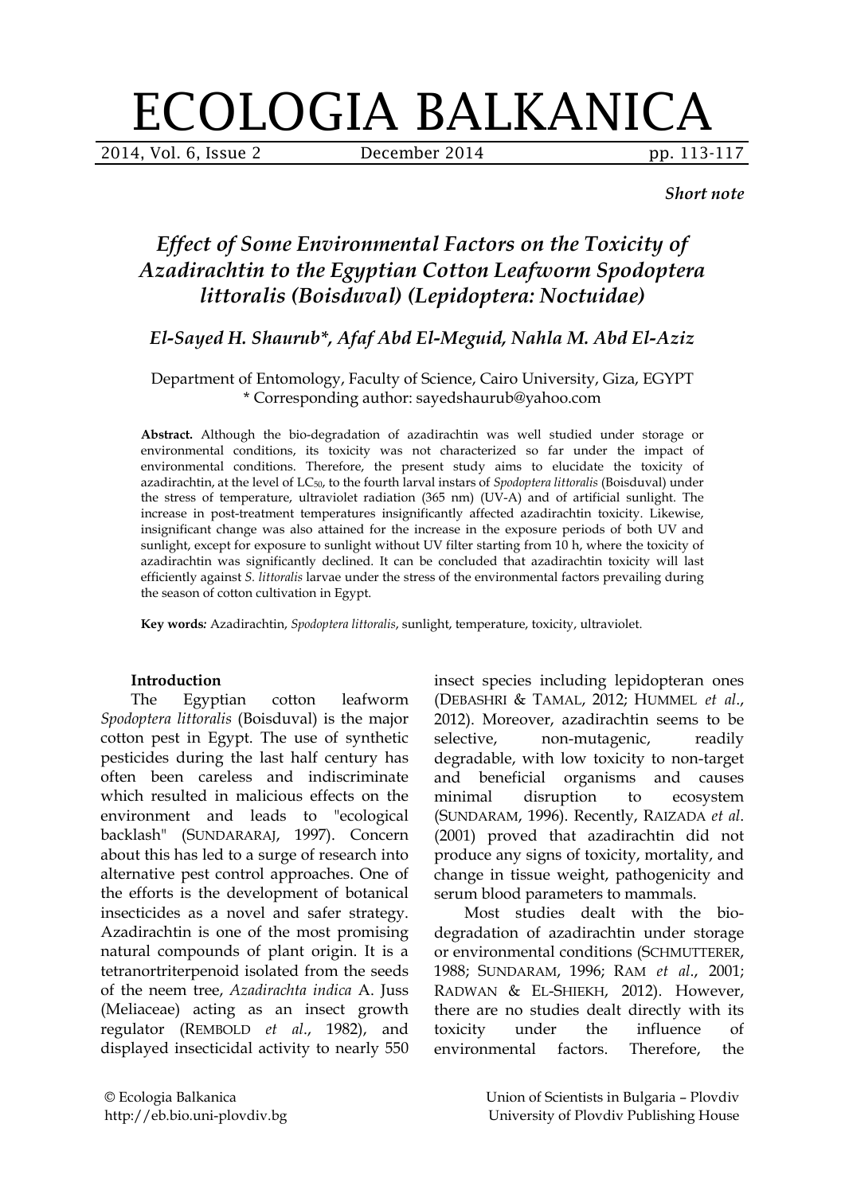# ECOLOGIA BALKANICA

*Short note*

## *Effect of Some Environmental Factors on the Toxicity of Azadirachtin to the Egyptian Cotton Leafworm Spodoptera littoralis (Boisduval) (Lepidoptera: Noctuidae)*

***El-Sayed H. Shaurub\*, Afaf Abd El-Meguid, Nahla M. Abd El-Aziz***

Department of Entomology, Faculty of Science, Cairo University, Giza, EGYPT
\* Corresponding author: sayedshaurub@yahoo.com

**Abstract.** Although the bio-degradation of azadirachtin was well studied under storage or environmental conditions, its toxicity was not characterized so far under the impact of environmental conditions. Therefore, the present study aims to elucidate the toxicity of azadirachtin, at the level of $LC_{50}$, to the fourth larval instars of *Spodoptera littoralis* (Boisduval) under the stress of temperature, ultraviolet radiation (365 nm) (UV-A) and of artificial sunlight. The increase in post-treatment temperatures insignificantly affected azadirachtin toxicity. Likewise, insignificant change was also attained for the increase in the exposure periods of both UV and sunlight, except for exposure to sunlight without UV filter starting from 10 h, where the toxicity of azadirachtin was significantly declined. It can be concluded that azadirachtin toxicity will last efficiently against *S. littoralis* larvae under the stress of the environmental factors prevailing during the season of cotton cultivation in Egypt.

**Key words***:* Azadirachtin, *Spodoptera littoralis*, sunlight, temperature, toxicity, ultraviolet.

### Introduction

The Egyptian cotton leafworm *Spodoptera littoralis* (Boisduval) is the major cotton pest in Egypt. The use of synthetic pesticides during the last half century has often been careless and indiscriminate which resulted in malicious effects on the environment and leads to "ecological backlash" (SUNDARARAJ, 1997). Concern about this has led to a surge of research into alternative pest control approaches. One of the efforts is the development of botanical insecticides as a novel and safer strategy. Azadirachtin is one of the most promising natural compounds of plant origin. It is a tetranortriterpenoid isolated from the seeds of the neem tree, *Azadirachta indica* A. Juss (Meliaceae) acting as an insect growth regulator (REMBOLD *et al*., 1982), and displayed insecticidal activity to nearly 550 insect species including lepidopteran ones (DEBASHRI & TAMAL, 2012; HUMMEL *et al*., 2012). Moreover, azadirachtin seems to be selective, non-mutagenic, readily degradable, with low toxicity to non-target and beneficial organisms and causes minimal disruption to ecosystem (SUNDARAM, 1996). Recently, RAIZADA *et al*. (2001) proved that azadirachtin did not produce any signs of toxicity, mortality, and change in tissue weight, pathogenicity and serum blood parameters to mammals.

Most studies dealt with the bio-degradation of azadirachtin under storage or environmental conditions (SCHMUTTERER, 1988; SUNDARAM, 1996; RAM *et al*., 2001; RADWAN & EL-SHIEKH, 2012). However, there are no studies dealt directly with its toxicity under the influence of environmental factors. Therefore, the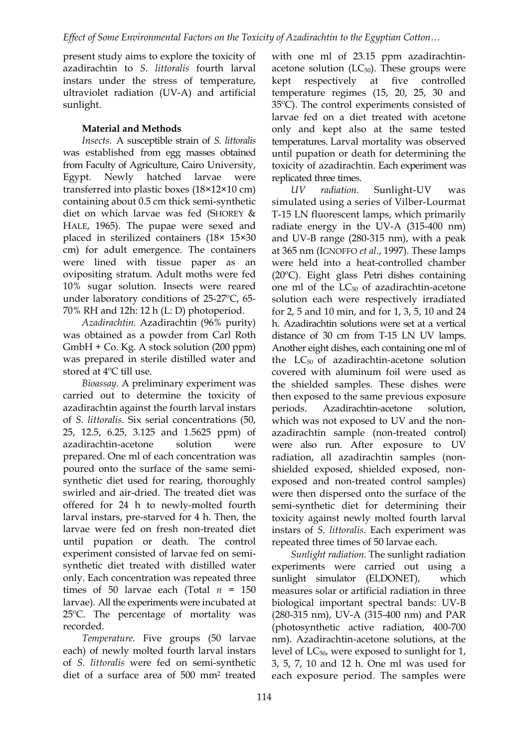present study aims to explore the toxicity of azadirachtin to *S. littoralis* fourth larval instars under the stress of temperature, ultraviolet radiation (UV-A) and artificial sunlight.

## Material and Methods

*Insects*. A susceptible strain of *S. littoralis* was established from egg masses obtained from Faculty of Agriculture, Cairo University, Egypt. Newly hatched larvae were transferred into plastic boxes (18×12×10 cm) containing about 0.5 cm thick semi-synthetic diet on which larvae was fed (SHOREY & HALE, 1965). The pupae were sexed and placed in sterilized containers (18× 15×30 cm) for adult emergence. The containers were lined with tissue paper as an ovipositing stratum. Adult moths were fed 10% sugar solution. Insects were reared under laboratory conditions of 25-27°C, 65-70% RH and 12h: 12 h (L: D) photoperiod.

*Azadirachtin*. Azadirachtin (96% purity) was obtained as a powder from Carl Roth GmbH + Co. Kg. A stock solution (200 ppm) was prepared in sterile distilled water and stored at 4°C till use.

*Bioassay*. A preliminary experiment was carried out to determine the toxicity of azadirachtin against the fourth larval instars of *S. littoralis*. Six serial concentrations (50, 25, 12.5, 6.25, 3.125 and 1.5625 ppm) of azadirachtin-acetone solution were prepared. One ml of each concentration was poured onto the surface of the same semi-synthetic diet used for rearing, thoroughly swirled and air-dried. The treated diet was offered for 24 h to newly-molted fourth larval instars, pre-starved for 4 h. Then, the larvae were fed on fresh non-treated diet until pupation or death. The control experiment consisted of larvae fed on semi-synthetic diet treated with distilled water only. Each concentration was repeated three times of 50 larvae each (Total $n$ = 150 larvae). All the experiments were incubated at 25°C. The percentage of mortality was recorded.

*Temperature*. Five groups (50 larvae each) of newly molted fourth larval instars of *S. littoralis* were fed on semi-synthetic diet of a surface area of 500 mm$^2$ treated with one ml of 23.15 ppm azadirachtin-acetone solution ($LC_{50}$). These groups were kept respectively at five controlled temperature regimes (15, 20, 25, 30 and 35°C). The control experiments consisted of larvae fed on a diet treated with acetone only and kept also at the same tested temperatures. Larval mortality was observed until pupation or death for determining the toxicity of azadirachtin. Each experiment was replicated three times.

*UV radiation*. Sunlight-UV was simulated using a series of Vilber-Lourmat T-15 LN fluorescent lamps, which primarily radiate energy in the UV-A (315-400 nm) and UV-B range (280-315 nm), with a peak at 365 nm (IGNOFFO *et al*., 1997). These lamps were held into a heat-controlled chamber (20°C). Eight glass Petri dishes containing one ml of the $LC_{50}$ of azadirachtin-acetone solution each were respectively irradiated for 2, 5 and 10 min, and for 1, 3, 5, 10 and 24 h. Azadirachtin solutions were set at a vertical distance of 30 cm from T-15 LN UV lamps. Another eight dishes, each containing one ml of the $LC_{50}$ of azadirachtin-acetone solution covered with aluminum foil were used as the shielded samples. These dishes were then exposed to the same previous exposure periods. Azadirachtin-acetone solution, which was not exposed to UV and the non-azadirachtin sample (non-treated control) were also run. After exposure to UV radiation, all azadirachtin samples (non-shielded exposed, shielded exposed, non-exposed and non-treated control samples) were then dispersed onto the surface of the semi-synthetic diet for determining their toxicity against newly molted fourth larval instars of *S. littoralis*. Each experiment was repeated three times of 50 larvae each.

*Sunlight radiation*. The sunlight radiation experiments were carried out using a sunlight simulator (ELDONET), which measures solar or artificial radiation in three biological important spectral bands: UV-B (280-315 nm), UV-A (315-400 nm) and PAR (photosynthetic active radiation, 400-700 nm). Azadirachtin-acetone solutions, at the level of $LC_{50}$, were exposed to sunlight for 1, 3, 5, 7, 10 and 12 h. One ml was used for each exposure period. The samples were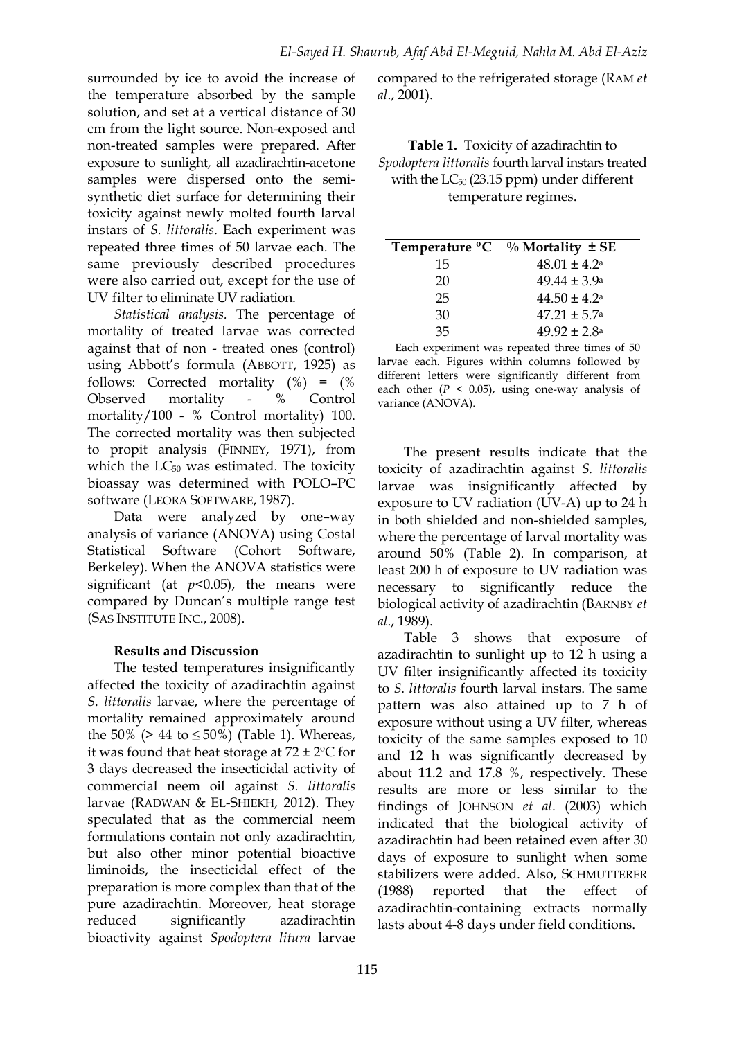surrounded by ice to avoid the increase of the temperature absorbed by the sample solution, and set at a vertical distance of 30 cm from the light source. Non-exposed and non-treated samples were prepared. After exposure to sunlight, all azadirachtin-acetone samples were dispersed onto the semi-synthetic diet surface for determining their toxicity against newly molted fourth larval instars of *S. littoralis*. Each experiment was repeated three times of 50 larvae each. The same previously described procedures were also carried out, except for the use of UV filter to eliminate UV radiation.

*Statistical analysis.* The percentage of mortality of treated larvae was corrected against that of non - treated ones (control) using Abbott's formula (ABBOTT, 1925) as follows: Corrected mortality (%) = (% Observed mortality - % Control mortality/100 - % Control mortality) 100. The corrected mortality was then subjected to propit analysis (FINNEY, 1971), from which the $LC_{50}$ was estimated. The toxicity bioassay was determined with POLO–PC software (LEORA SOFTWARE, 1987).

Data were analyzed by one–way analysis of variance (ANOVA) using Costal Statistical Software (Cohort Software, Berkeley). When the ANOVA statistics were significant (at $p<0.05$), the means were compared by Duncan's multiple range test (SAS INSTITUTE INC., 2008).

## Results and Discussion

The tested temperatures insignificantly affected the toxicity of azadirachtin against *S. littoralis* larvae, where the percentage of mortality remained approximately around the 50% (> 44 to ≤ 50%) (Table 1). Whereas, it was found that heat storage at 72 ± 2ºC for 3 days decreased the insecticidal activity of commercial neem oil against *S. littoralis* larvae (RADWAN & EL-SHIEKH, 2012). They speculated that as the commercial neem formulations contain not only azadirachtin, but also other minor potential bioactive liminoids, the insecticidal effect of the preparation is more complex than that of the pure azadirachtin. Moreover, heat storage reduced significantly azadirachtin bioactivity against *Spodoptera litura* larvae compared to the refrigerated storage (RAM *et al*., 2001).

**Table 1.** Toxicity of azadirachtin to *Spodoptera littoralis* fourth larval instars treated with the $LC_{50}$ (23.15 ppm) under different temperature regimes.

| Temperature ºC | % Mortality ± SE |
|---|---|
| 15 | 48.01 ± 4.2[a] |
| 20 | 49.44 ± 3.9[a] |
| 25 | 44.50 ± 4.2[a] |
| 30 | 47.21 ± 5.7[a] |
| 35 | 49.92 ± 2.8[a] |

Each experiment was repeated three times of 50 larvae each. Figures within columns followed by different letters were significantly different from each other ($P < 0.05$), using one-way analysis of variance (ANOVA).

The present results indicate that the toxicity of azadirachtin against *S. littoralis* larvae was insignificantly affected by exposure to UV radiation (UV-A) up to 24 h in both shielded and non-shielded samples, where the percentage of larval mortality was around 50% (Table 2). In comparison, at least 200 h of exposure to UV radiation was necessary to significantly reduce the biological activity of azadirachtin (BARNBY *et al*., 1989).

Table 3 shows that exposure of azadirachtin to sunlight up to 12 h using a UV filter insignificantly affected its toxicity to *S. littoralis* fourth larval instars. The same pattern was also attained up to 7 h of exposure without using a UV filter, whereas toxicity of the same samples exposed to 10 and 12 h was significantly decreased by about 11.2 and 17.8 %, respectively. These results are more or less similar to the findings of JOHNSON *et al*. (2003) which indicated that the biological activity of azadirachtin had been retained even after 30 days of exposure to sunlight when some stabilizers were added. Also, SCHMUTTERER (1988) reported that the effect of azadirachtin-containing extracts normally lasts about 4-8 days under field conditions.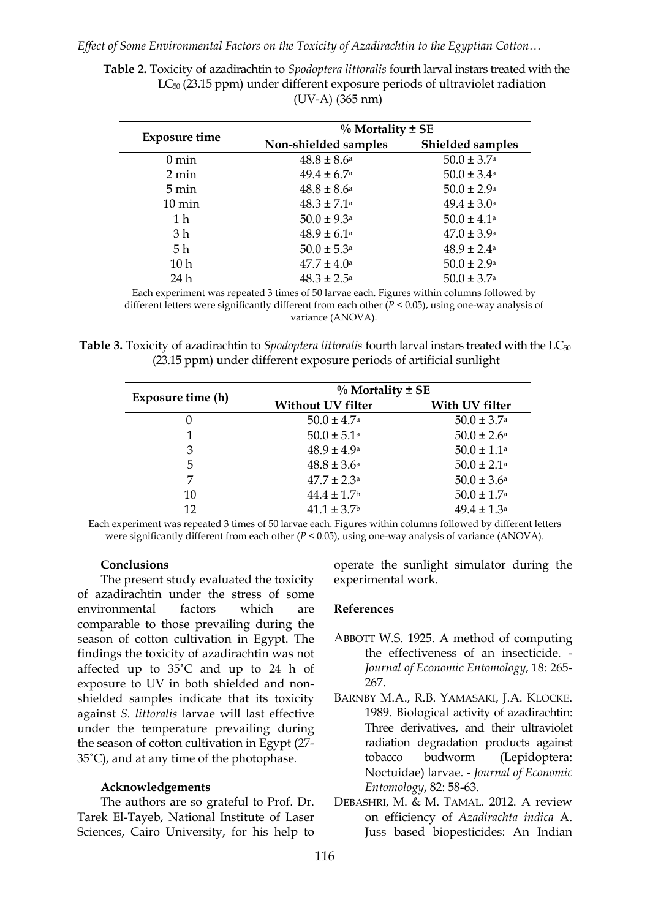**Table 2.** Toxicity of azadirachtin to *Spodoptera littoralis* fourth larval instars treated with the $LC_{50}$ (23.15 ppm) under different exposure periods of ultraviolet radiation (UV-A) (365 nm)

| Exposure time | % Mortality ± SE | |
|---|---|---|
| | Non-shielded samples | Shielded samples |
| 0 min | 48.8 ± 8.6[a] | 50.0 ± 3.7[a] |
| 2 min | 49.4 ± 6.7[a] | 50.0 ± 3.4[a] |
| 5 min | 48.8 ± 8.6[a] | 50.0 ± 2.9[a] |
| 10 min | 48.3 ± 7.1[a] | 49.4 ± 3.0[a] |
| 1 h | 50.0 ± 9.3[a] | 50.0 ± 4.1[a] |
| 3 h | 48.9 ± 6.1[a] | 47.0 ± 3.9[a] |
| 5 h | 50.0 ± 5.3[a] | 48.9 ± 2.4[a] |
| 10 h | 47.7 ± 4.0[a] | 50.0 ± 2.9[a] |
| 24 h | 48.3 ± 2.5[a] | 50.0 ± 3.7[a] |

Each experiment was repeated 3 times of 50 larvae each. Figures within columns followed by different letters were significantly different from each other ($P < 0.05$), using one-way analysis of variance (ANOVA).

**Table 3.** Toxicity of azadirachtin to *Spodoptera littoralis* fourth larval instars treated with the $LC_{50}$ (23.15 ppm) under different exposure periods of artificial sunlight

| Exposure time (h) | % Mortality ± SE | |
|---|---|---|
| | Without UV filter | With UV filter |
| 0 | 50.0 ± 4.7[a] | 50.0 ± 3.7[a] |
| 1 | 50.0 ± 5.1[a] | 50.0 ± 2.6[a] |
| 3 | 48.9 ± 4.9[a] | 50.0 ± 1.1[a] |
| 5 | 48.8 ± 3.6[a] | 50.0 ± 2.1[a] |
| 7 | 47.7 ± 2.3[a] | 50.0 ± 3.6[a] |
| 10 | 44.4 ± 1.7[b] | 50.0 ± 1.7[a] |
| 12 | 41.1 ± 3.7[b] | 49.4 ± 1.3[a] |

Each experiment was repeated 3 times of 50 larvae each. Figures within columns followed by different letters were significantly different from each other ($P < 0.05$), using one-way analysis of variance (ANOVA).

### Conclusions

The present study evaluated the toxicity of azadirachtin under the stress of some environmental factors which are comparable to those prevailing during the season of cotton cultivation in Egypt. The findings the toxicity of azadirachtin was not affected up to 35˚C and up to 24 h of exposure to UV in both shielded and non-shielded samples indicate that its toxicity against *S. littoralis* larvae will last effective under the temperature prevailing during the season of cotton cultivation in Egypt (27-35˚C), and at any time of the photophase.

### Acknowledgements

The authors are so grateful to Prof. Dr. Tarek El-Tayeb, National Institute of Laser Sciences, Cairo University, for his help to operate the sunlight simulator during the experimental work.

### References

ABBOTT W.S. 1925. A method of computing the effectiveness of an insecticide. - *Journal of Economic Entomology*, 18: 265-267.

BARNBY M.A., R.B. YAMASAKI, J.A. KLOCKE. 1989. Biological activity of azadirachtin: Three derivatives, and their ultraviolet radiation degradation products against tobacco budworm (Lepidoptera: Noctuidae) larvae. - *Journal of Economic Entomology*, 82: 58-63.

DEBASHRI, M. & M. TAMAL. 2012. A review on efficiency of *Azadirachta indica* A. Juss based biopesticides: An Indian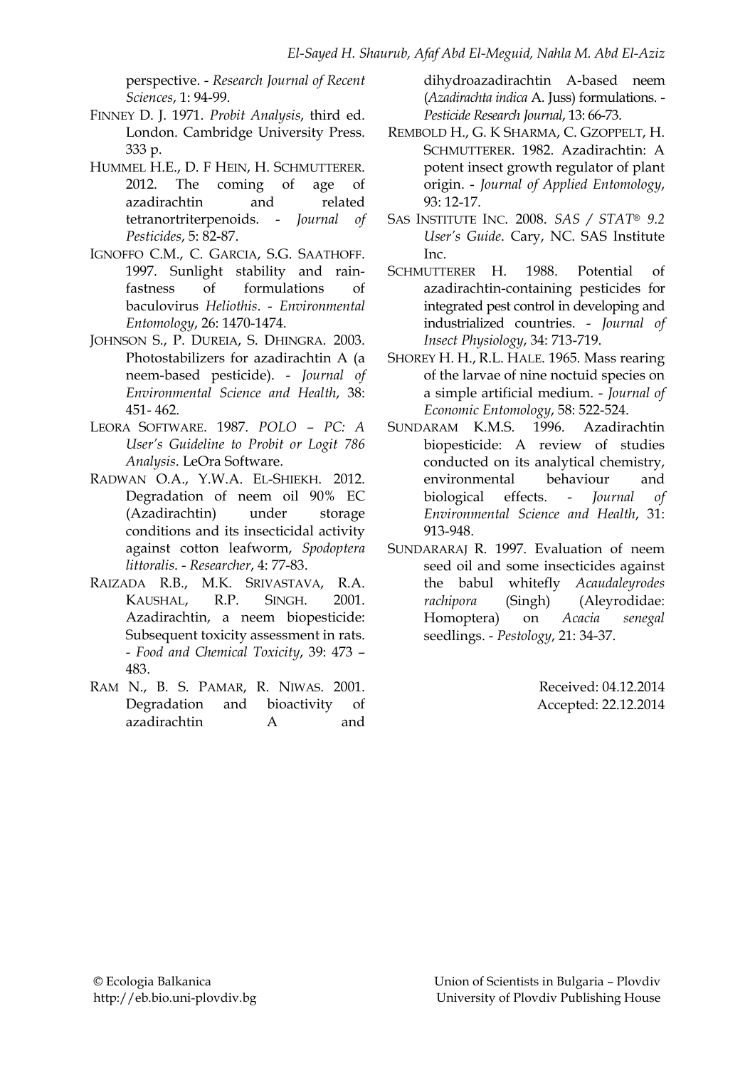perspective. - *Research Journal of Recent Sciences*, 1: 94-99.

FINNEY D. J. 1971. *Probit Analysis*, third ed. London. Cambridge University Press. 333 p.

HUMMEL H.E., D. F HEIN, H. SCHMUTTERER. 2012. The coming of age of azadirachtin and related tetranortriterpenoids. - *Journal of Pesticides*, 5: 82-87.

IGNOFFO C.M., C. GARCIA, S.G. SAATHOFF. 1997. Sunlight stability and rain-fastness of formulations of baculovirus *Heliothis*. - *Environmental Entomology*, 26: 1470-1474.

JOHNSON S., P. DUREIA, S. DHINGRA. 2003. Photostabilizers for azadirachtin A (a neem-based pesticide). - *Journal of Environmental Science and Health*, 38: 451- 462.

LEORA SOFTWARE. 1987. *POLO – PC: A User's Guideline to Probit or Logit 786 Analysis*. LeOra Software.

RADWAN O.A., Y.W.A. EL-SHIEKH. 2012. Degradation of neem oil 90% EC (Azadirachtin) under storage conditions and its insecticidal activity against cotton leafworm, *Spodoptera littoralis*. - *Researcher*, 4: 77-83.

RAIZADA R.B., M.K. SRIVASTAVA, R.A. KAUSHAL, R.P. SINGH. 2001. Azadirachtin, a neem biopesticide: Subsequent toxicity assessment in rats. - *Food and Chemical Toxicity*, 39: 473 – 483.

RAM N., B. S. PAMAR, R. NIWAS. 2001. Degradation and bioactivity of azadirachtin A and dihydroazadirachtin A-based neem (*Azadirachta indica* A. Juss) formulations. - *Pesticide Research Journal*, 13: 66-73.

REMBOLD H., G. K SHARMA, C. GZOPPELT, H. SCHMUTTERER. 1982. Azadirachtin: A potent insect growth regulator of plant origin. - *Journal of Applied Entomology*, 93: 12-17.

SAS INSTITUTE INC. 2008. *SAS / STAT® 9.2 User's Guide*. Cary, NC. SAS Institute Inc.

SCHMUTTERER H. 1988. Potential of azadirachtin-containing pesticides for integrated pest control in developing and industrialized countries. - *Journal of Insect Physiology*, 34: 713-719.

SHOREY H. H., R.L. HALE. 1965. Mass rearing of the larvae of nine noctuid species on a simple artificial medium. - *Journal of Economic Entomology*, 58: 522-524.

SUNDARAM K.M.S. 1996. Azadirachtin biopesticide: A review of studies conducted on its analytical chemistry, environmental behaviour and biological effects. - *Journal of Environmental Science and Health*, 31: 913-948.

SUNDARARAJ R. 1997. Evaluation of neem seed oil and some insecticides against the babul whitefly *Acaudaleyrodes rachipora* (Singh) (Aleyrodidae: Homoptera) on *Acacia senegal* seedlings. - *Pestology*, 21: 34-37.

Received: 04.12.2014
Accepted: 22.12.2014